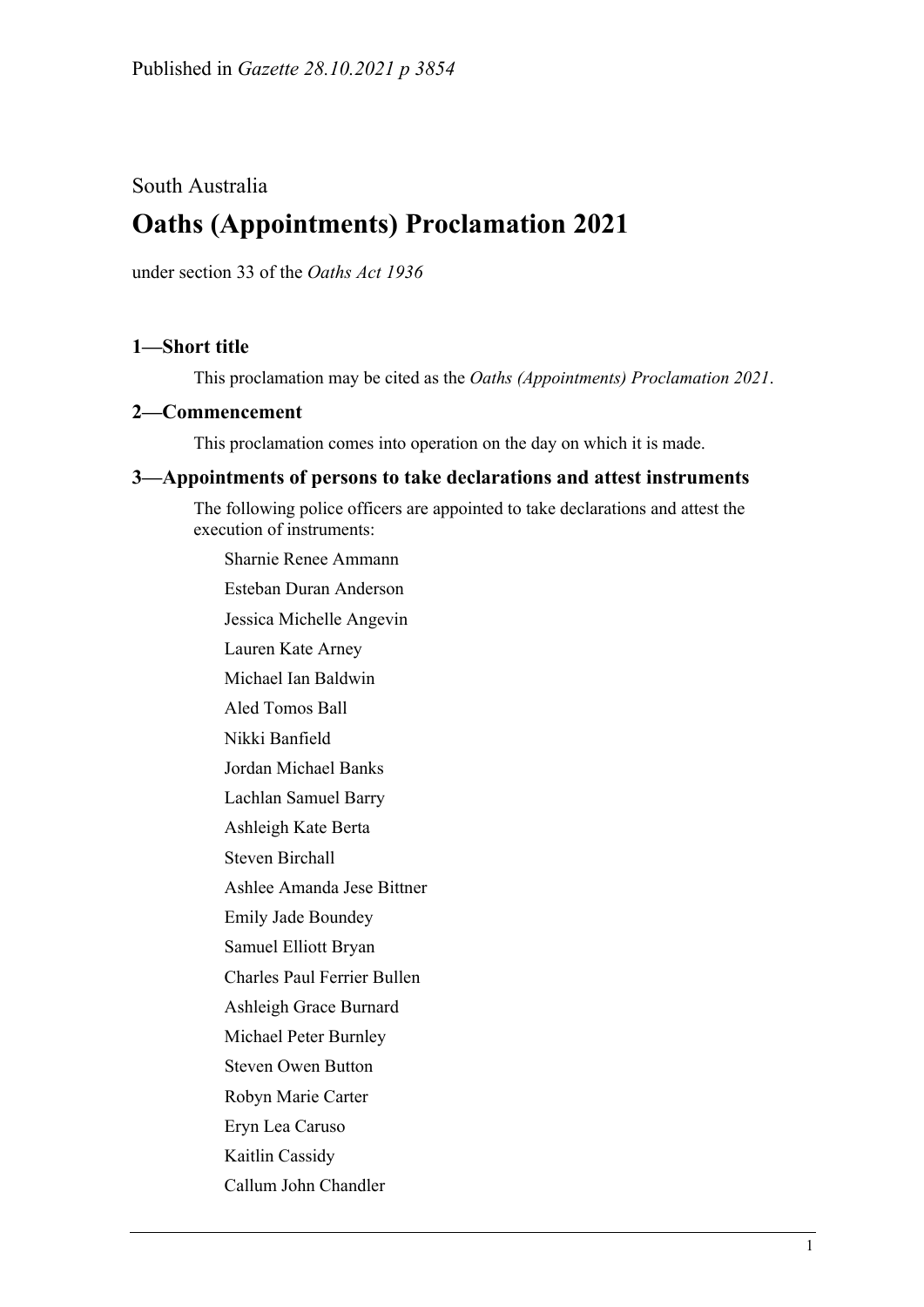Published in *Gazette 28.10.2021 p 3854*

South Australia

# Oaths (Appointments) Proclamation 2021

under section 33 of the *Oaths Act 1936*

## 1—Short title

This proclamation may be cited as the *Oaths (Appointments) Proclamation 2021*.

## 2—Commencement

This proclamation comes into operation on the day on which it is made.

## 3—Appointments of persons to take declarations and attest instruments

The following police officers are appointed to take declarations and attest the execution of instruments:

Sharnie Renee Ammann

Esteban Duran Anderson

Jessica Michelle Angevin

Lauren Kate Arney

Michael Ian Baldwin

Aled Tomos Ball

Nikki Banfield

Jordan Michael Banks

Lachlan Samuel Barry

Ashleigh Kate Berta

Steven Birchall

Ashlee Amanda Jese Bittner

Emily Jade Boundey

Samuel Elliott Bryan

Charles Paul Ferrier Bullen

Ashleigh Grace Burnard

Michael Peter Burnley

Steven Owen Button

Robyn Marie Carter

Eryn Lea Caruso

Kaitlin Cassidy

Callum John Chandler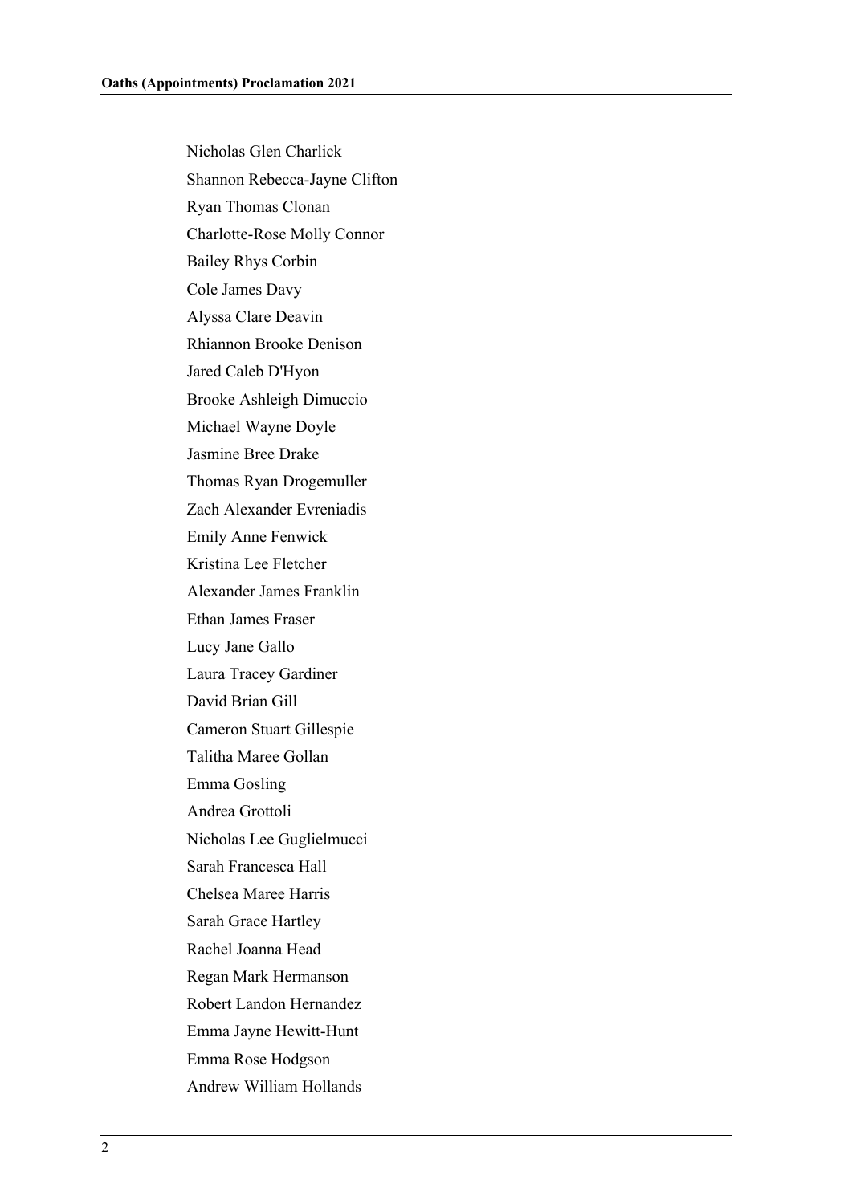Nicholas Glen Charlick

Shannon Rebecca-Jayne Clifton

Ryan Thomas Clonan

Charlotte-Rose Molly Connor

Bailey Rhys Corbin

Cole James Davy

Alyssa Clare Deavin

Rhiannon Brooke Denison

Jared Caleb D'Hyon

Brooke Ashleigh Dimuccio

Michael Wayne Doyle

Jasmine Bree Drake

Thomas Ryan Drogemuller

Zach Alexander Evreniadis

Emily Anne Fenwick

Kristina Lee Fletcher

Alexander James Franklin

Ethan James Fraser

Lucy Jane Gallo

Laura Tracey Gardiner

David Brian Gill

Cameron Stuart Gillespie

Talitha Maree Gollan

Emma Gosling

Andrea Grottoli

Nicholas Lee Guglielmucci

Sarah Francesca Hall

Chelsea Maree Harris

Sarah Grace Hartley

Rachel Joanna Head

Regan Mark Hermanson

Robert Landon Hernandez

Emma Jayne Hewitt-Hunt

Emma Rose Hodgson

Andrew William Hollands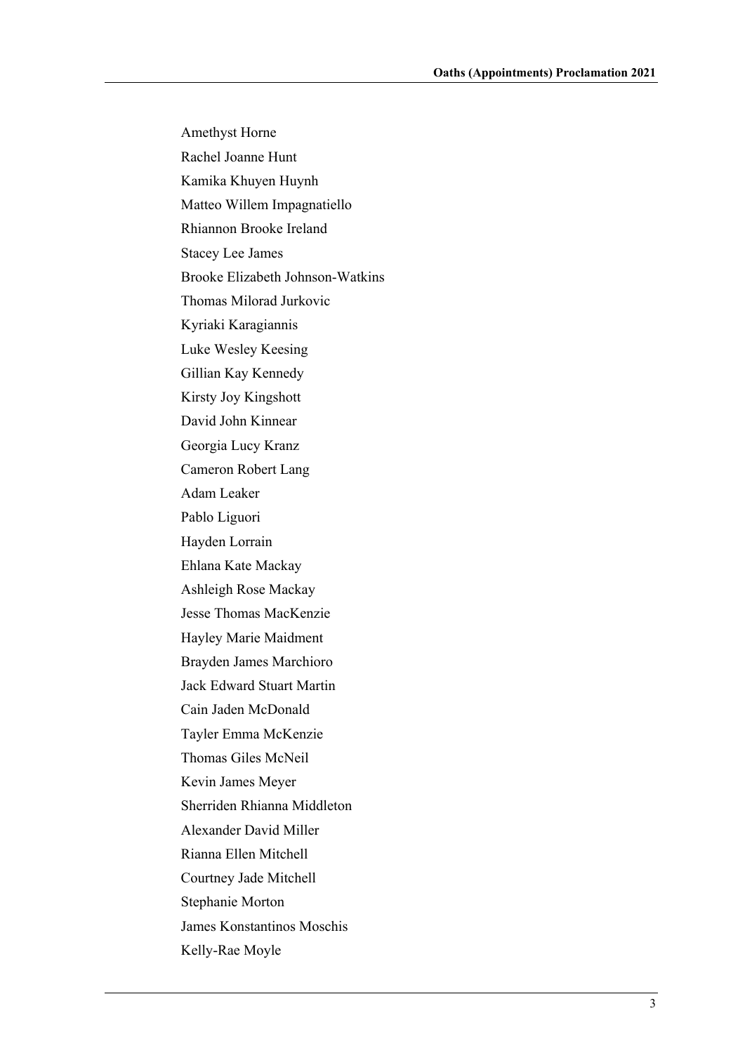Amethyst Horne

Rachel Joanne Hunt

Kamika Khuyen Huynh

Matteo Willem Impagnatiello

Rhiannon Brooke Ireland

Stacey Lee James

Brooke Elizabeth Johnson-Watkins

Thomas Milorad Jurkovic

Kyriaki Karagiannis

Luke Wesley Keesing

Gillian Kay Kennedy

Kirsty Joy Kingshott

David John Kinnear

Georgia Lucy Kranz

Cameron Robert Lang

Adam Leaker

Pablo Liguori

Hayden Lorrain

Ehlana Kate Mackay

Ashleigh Rose Mackay

Jesse Thomas MacKenzie

Hayley Marie Maidment

Brayden James Marchioro

Jack Edward Stuart Martin

Cain Jaden McDonald

Tayler Emma McKenzie

Thomas Giles McNeil

Kevin James Meyer

Sherriden Rhianna Middleton

Alexander David Miller

Rianna Ellen Mitchell

Courtney Jade Mitchell

Stephanie Morton

James Konstantinos Moschis

Kelly-Rae Moyle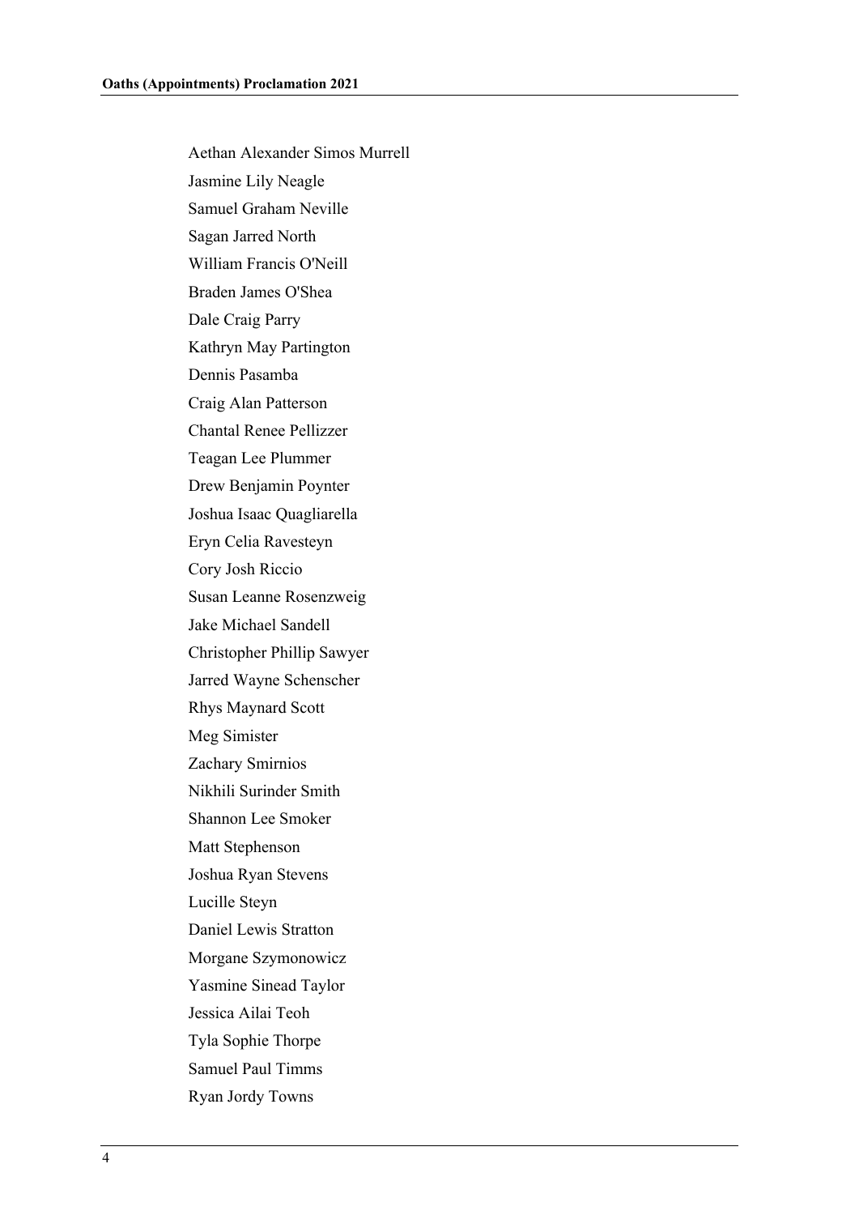Aethan Alexander Simos Murrell

Jasmine Lily Neagle

Samuel Graham Neville

Sagan Jarred North

William Francis O'Neill

Braden James O'Shea

Dale Craig Parry

Kathryn May Partington

Dennis Pasamba

Craig Alan Patterson

Chantal Renee Pellizzer

Teagan Lee Plummer

Drew Benjamin Poynter

Joshua Isaac Quagliarella

Eryn Celia Ravesteyn

Cory Josh Riccio

Susan Leanne Rosenzweig

Jake Michael Sandell

Christopher Phillip Sawyer

Jarred Wayne Schenscher

Rhys Maynard Scott

Meg Simister

Zachary Smirnios

Nikhili Surinder Smith

Shannon Lee Smoker

Matt Stephenson

Joshua Ryan Stevens

Lucille Steyn

Daniel Lewis Stratton

Morgane Szymonowicz

Yasmine Sinead Taylor

Jessica Ailai Teoh

Tyla Sophie Thorpe

Samuel Paul Timms

Ryan Jordy Towns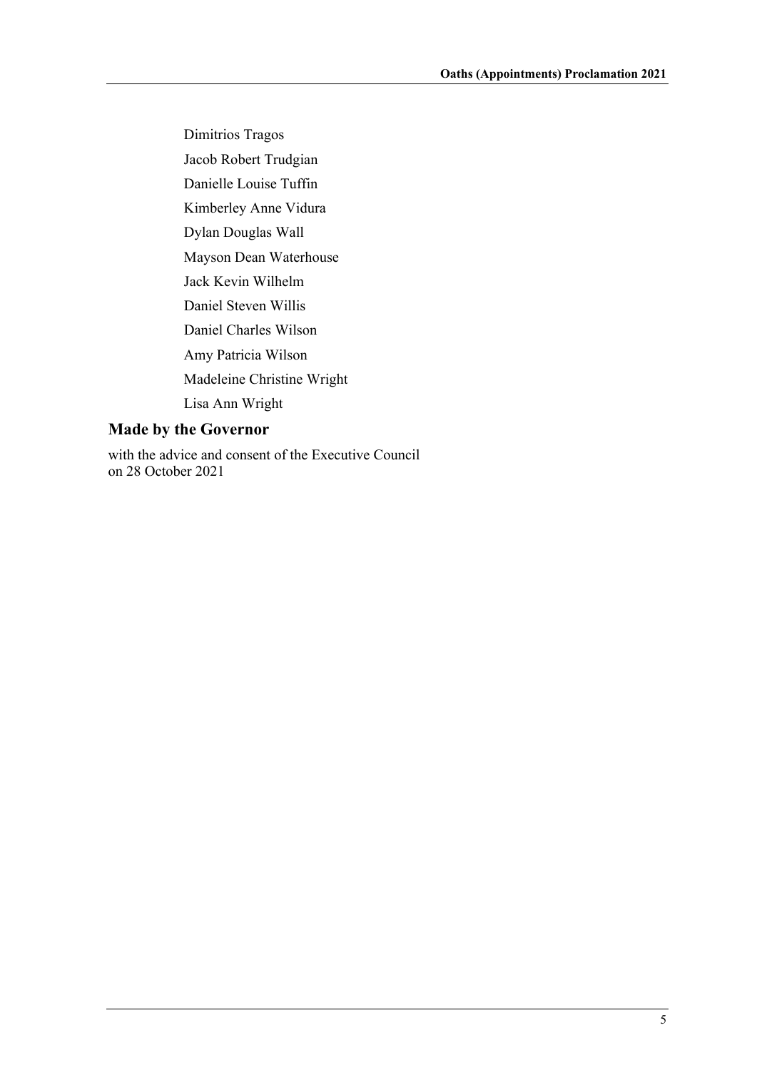Dimitrios Tragos

Jacob Robert Trudgian

Danielle Louise Tuffin

Kimberley Anne Vidura

Dylan Douglas Wall

Mayson Dean Waterhouse

Jack Kevin Wilhelm

Daniel Steven Willis

Daniel Charles Wilson

Amy Patricia Wilson

Madeleine Christine Wright

Lisa Ann Wright

## Made by the Governor

with the advice and consent of the Executive Council
on 28 October 2021